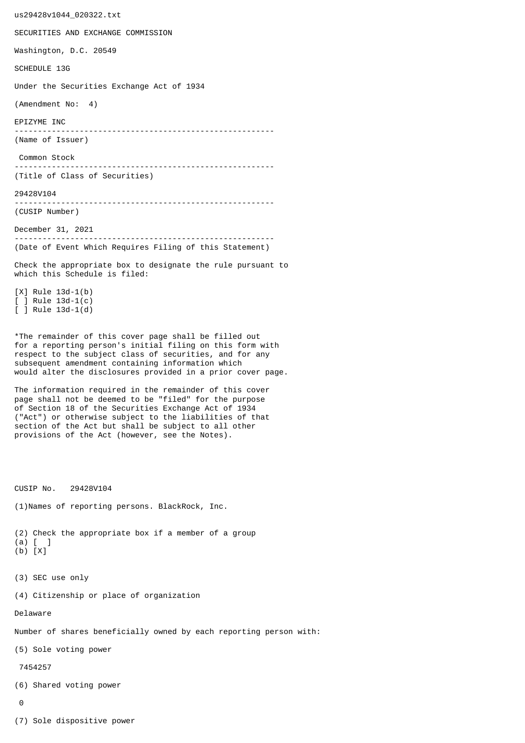us29428v1044_020322.txt

SECURITIES AND EXCHANGE COMMISSION

Washington, D.C. 20549

SCHEDULE 13G

Under the Securities Exchange Act of 1934

(Amendment No: 4)

EPIZYME INC

--------------------------------------------------------
(Name of Issuer)

Common Stock

--------------------------------------------------------
(Title of Class of Securities)

29428V104

--------------------------------------------------------
(CUSIP Number)

December 31, 2021

--------------------------------------------------------
(Date of Event Which Requires Filing of this Statement)

Check the appropriate box to designate the rule pursuant to which this Schedule is filed:

[X] Rule 13d-1(b)
[ ] Rule 13d-1(c)
[ ] Rule 13d-1(d)

*The remainder of this cover page shall be filled out for a reporting person's initial filing on this form with respect to the subject class of securities, and for any subsequent amendment containing information which would alter the disclosures provided in a prior cover page.

The information required in the remainder of this cover page shall not be deemed to be "filed" for the purpose of Section 18 of the Securities Exchange Act of 1934 ("Act") or otherwise subject to the liabilities of that section of the Act but shall be subject to all other provisions of the Act (however, see the Notes).

CUSIP No. 29428V104

(1)Names of reporting persons. BlackRock, Inc.

(2) Check the appropriate box if a member of a group
(a) [ ]
(b) [X]

(3) SEC use only

(4) Citizenship or place of organization

Delaware

Number of shares beneficially owned by each reporting person with:

(5) Sole voting power

7454257

(6) Shared voting power

0

(7) Sole dispositive power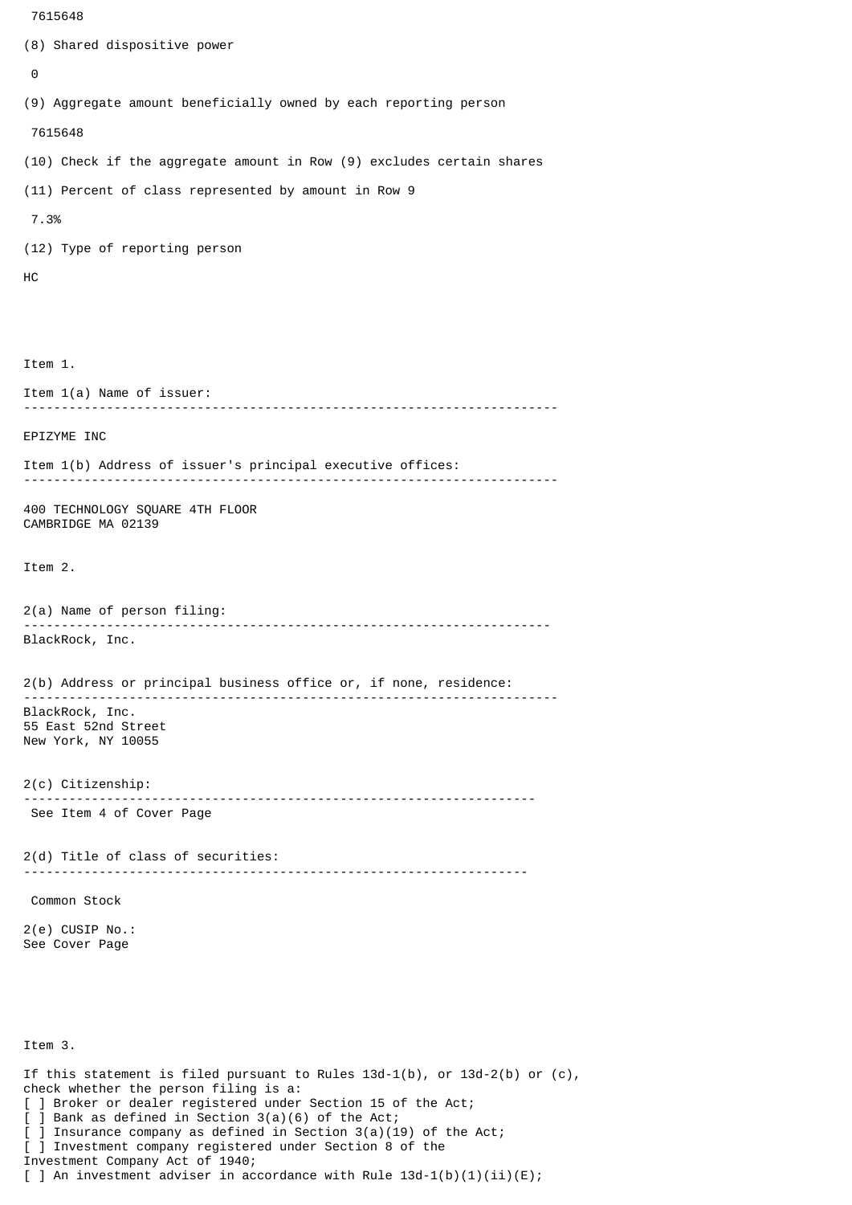7615648

(8) Shared dispositive power

0

(9) Aggregate amount beneficially owned by each reporting person

7615648

(10) Check if the aggregate amount in Row (9) excludes certain shares

(11) Percent of class represented by amount in Row 9

7.3%

(12) Type of reporting person

HC

Item 1.

Item 1(a) Name of issuer:

---

EPIZYME INC

Item 1(b) Address of issuer's principal executive offices:

---

400 TECHNOLOGY SQUARE 4TH FLOOR
CAMBRIDGE MA 02139

Item 2.

2(a) Name of person filing:

---

BlackRock, Inc.

2(b) Address or principal business office or, if none, residence:

---

BlackRock, Inc.
55 East 52nd Street
New York, NY 10055

2(c) Citizenship:

---

See Item 4 of Cover Page

2(d) Title of class of securities:

---

Common Stock

2(e) CUSIP No.:
See Cover Page

Item 3.

If this statement is filed pursuant to Rules 13d-1(b), or 13d-2(b) or (c), check whether the person filing is a:
[ ] Broker or dealer registered under Section 15 of the Act;
[ ] Bank as defined in Section 3(a)(6) of the Act;
[ ] Insurance company as defined in Section 3(a)(19) of the Act;
[ ] Investment company registered under Section 8 of the Investment Company Act of 1940;
[ ] An investment adviser in accordance with Rule 13d-1(b)(1)(ii)(E);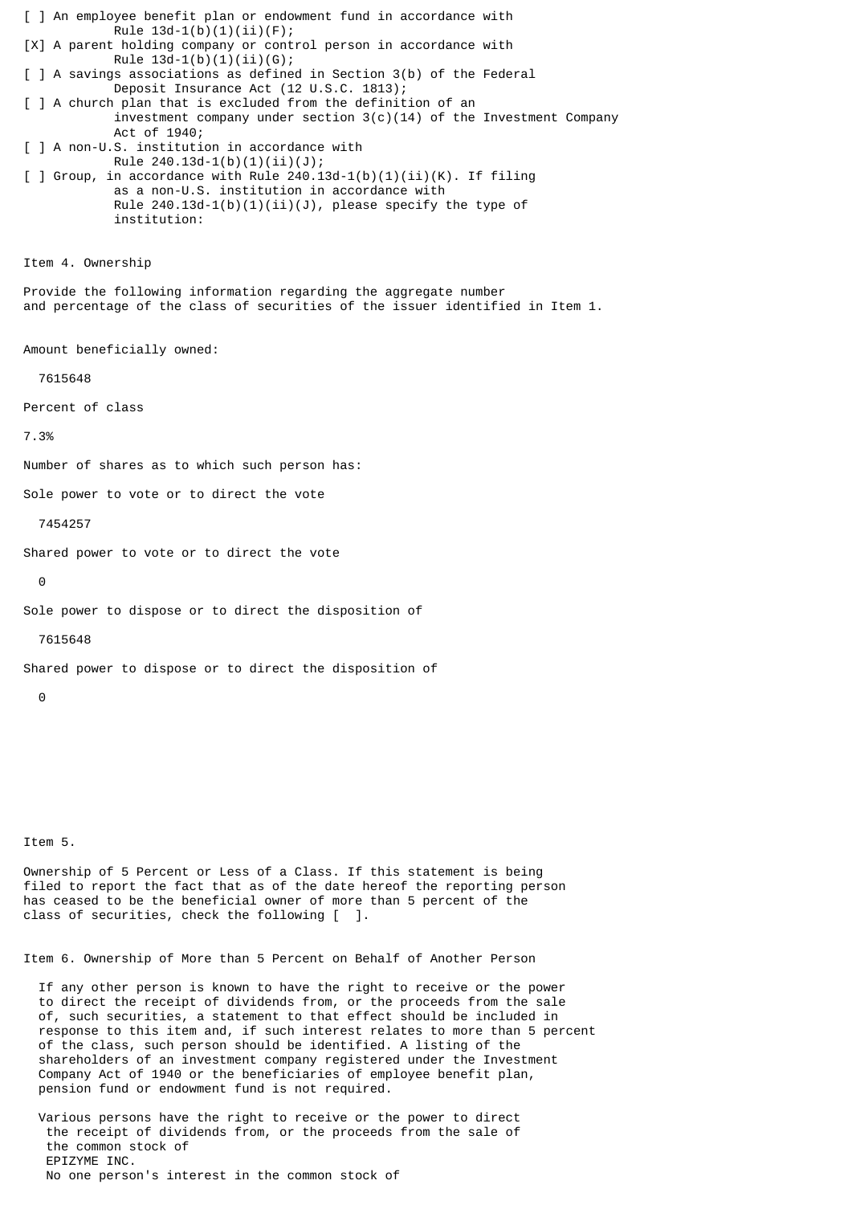[ ] An employee benefit plan or endowment fund in accordance with Rule 13d-1(b)(1)(ii)(F);

[X] A parent holding company or control person in accordance with Rule 13d-1(b)(1)(ii)(G);

[ ] A savings associations as defined in Section 3(b) of the Federal Deposit Insurance Act (12 U.S.C. 1813);

[ ] A church plan that is excluded from the definition of an investment company under section 3(c)(14) of the Investment Company Act of 1940;

[ ] A non-U.S. institution in accordance with Rule 240.13d-1(b)(1)(ii)(J);

[ ] Group, in accordance with Rule 240.13d-1(b)(1)(ii)(K). If filing as a non-U.S. institution in accordance with Rule 240.13d-1(b)(1)(ii)(J), please specify the type of institution:

Item 4. Ownership

Provide the following information regarding the aggregate number and percentage of the class of securities of the issuer identified in Item 1.

Amount beneficially owned:

7615648

Percent of class

7.3%

Number of shares as to which such person has:

Sole power to vote or to direct the vote

7454257

Shared power to vote or to direct the vote

0

Sole power to dispose or to direct the disposition of

7615648

Shared power to dispose or to direct the disposition of

0

Item 5.

Ownership of 5 Percent or Less of a Class. If this statement is being filed to report the fact that as of the date hereof the reporting person has ceased to be the beneficial owner of more than 5 percent of the class of securities, check the following [ ].

Item 6. Ownership of More than 5 Percent on Behalf of Another Person

If any other person is known to have the right to receive or the power to direct the receipt of dividends from, or the proceeds from the sale of, such securities, a statement to that effect should be included in response to this item and, if such interest relates to more than 5 percent of the class, such person should be identified. A listing of the shareholders of an investment company registered under the Investment Company Act of 1940 or the beneficiaries of employee benefit plan, pension fund or endowment fund is not required.

Various persons have the right to receive or the power to direct the receipt of dividends from, or the proceeds from the sale of the common stock of EPIZYME INC.
No one person's interest in the common stock of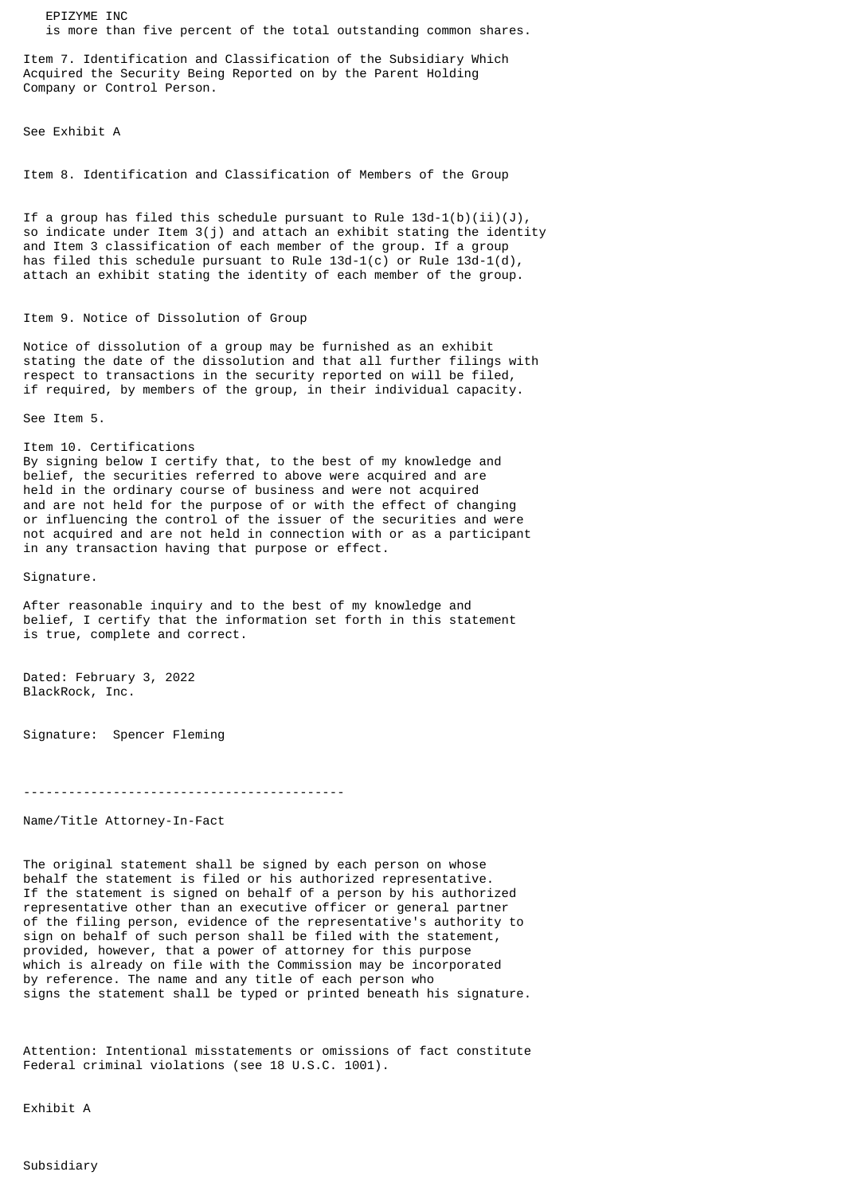EPIZYME INC
is more than five percent of the total outstanding common shares.

Item 7. Identification and Classification of the Subsidiary Which Acquired the Security Being Reported on by the Parent Holding Company or Control Person.

See Exhibit A

Item 8. Identification and Classification of Members of the Group

If a group has filed this schedule pursuant to Rule 13d-1(b)(ii)(J), so indicate under Item 3(j) and attach an exhibit stating the identity and Item 3 classification of each member of the group. If a group has filed this schedule pursuant to Rule 13d-1(c) or Rule 13d-1(d), attach an exhibit stating the identity of each member of the group.

Item 9. Notice of Dissolution of Group

Notice of dissolution of a group may be furnished as an exhibit stating the date of the dissolution and that all further filings with respect to transactions in the security reported on will be filed, if required, by members of the group, in their individual capacity.

See Item 5.

Item 10. Certifications
By signing below I certify that, to the best of my knowledge and belief, the securities referred to above were acquired and are held in the ordinary course of business and were not acquired and are not held for the purpose of or with the effect of changing or influencing the control of the issuer of the securities and were not acquired and are not held in connection with or as a participant in any transaction having that purpose or effect.

Signature.

After reasonable inquiry and to the best of my knowledge and belief, I certify that the information set forth in this statement is true, complete and correct.

Dated: February 3, 2022
BlackRock, Inc.

Signature: Spencer Fleming

-------------------------------------------

Name/Title Attorney-In-Fact

The original statement shall be signed by each person on whose behalf the statement is filed or his authorized representative. If the statement is signed on behalf of a person by his authorized representative other than an executive officer or general partner of the filing person, evidence of the representative's authority to sign on behalf of such person shall be filed with the statement, provided, however, that a power of attorney for this purpose which is already on file with the Commission may be incorporated by reference. The name and any title of each person who signs the statement shall be typed or printed beneath his signature.

Attention: Intentional misstatements or omissions of fact constitute Federal criminal violations (see 18 U.S.C. 1001).

Exhibit A

Subsidiary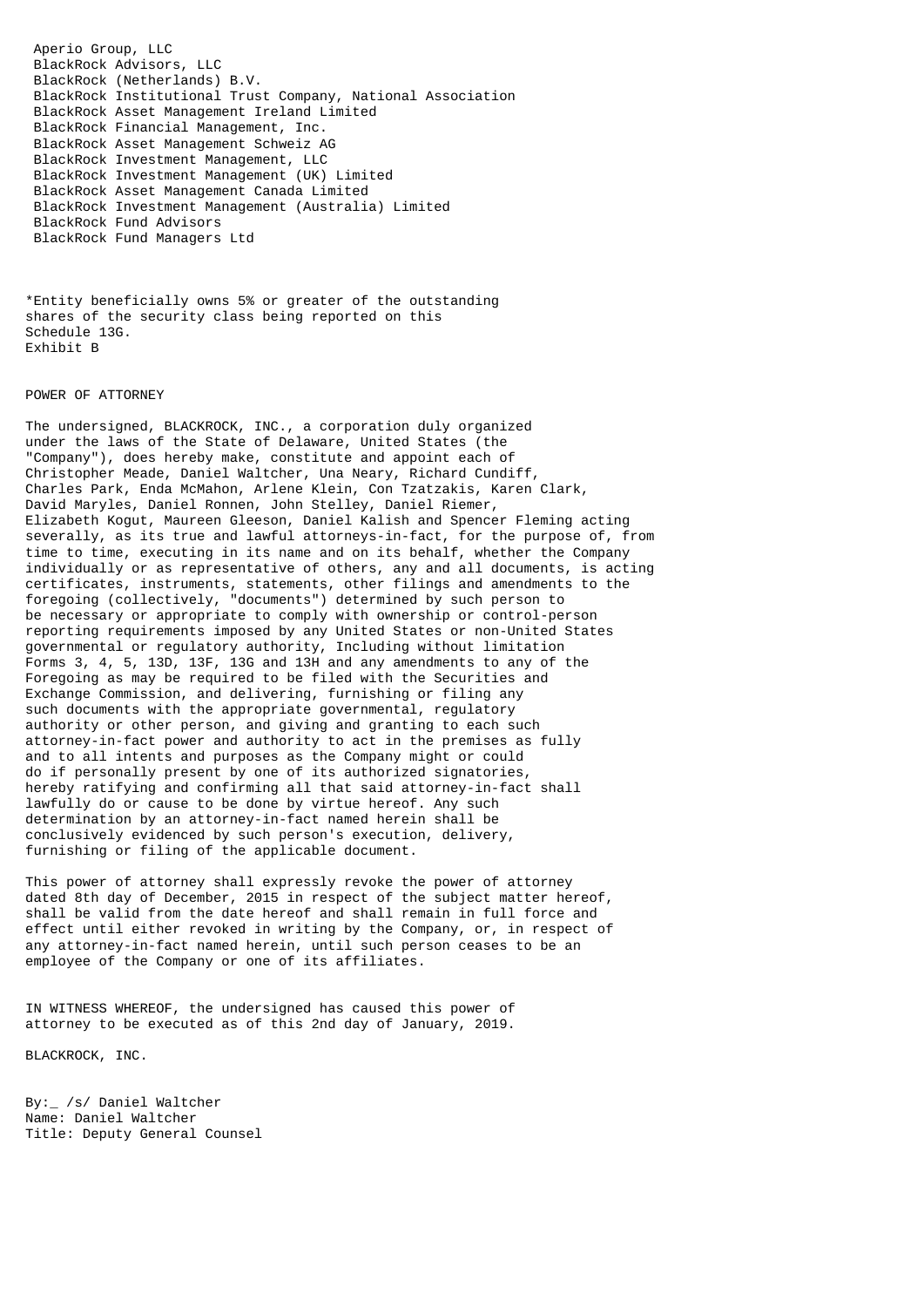Aperio Group, LLC
BlackRock Advisors, LLC
BlackRock (Netherlands) B.V.
BlackRock Institutional Trust Company, National Association
BlackRock Asset Management Ireland Limited
BlackRock Financial Management, Inc.
BlackRock Asset Management Schweiz AG
BlackRock Investment Management, LLC
BlackRock Investment Management (UK) Limited
BlackRock Asset Management Canada Limited
BlackRock Investment Management (Australia) Limited
BlackRock Fund Advisors
BlackRock Fund Managers Ltd

*Entity beneficially owns 5% or greater of the outstanding shares of the security class being reported on this Schedule 13G.

Exhibit B

POWER OF ATTORNEY

The undersigned, BLACKROCK, INC., a corporation duly organized under the laws of the State of Delaware, United States (the "Company"), does hereby make, constitute and appoint each of Christopher Meade, Daniel Waltcher, Una Neary, Richard Cundiff, Charles Park, Enda McMahon, Arlene Klein, Con Tzatzakis, Karen Clark, David Maryles, Daniel Ronnen, John Stelley, Daniel Riemer, Elizabeth Kogut, Maureen Gleeson, Daniel Kalish and Spencer Fleming acting severally, as its true and lawful attorneys-in-fact, for the purpose of, from time to time, executing in its name and on its behalf, whether the Company individually or as representative of others, any and all documents, is acting certificates, instruments, statements, other filings and amendments to the foregoing (collectively, "documents") determined by such person to be necessary or appropriate to comply with ownership or control-person reporting requirements imposed by any United States or non-United States governmental or regulatory authority, Including without limitation Forms 3, 4, 5, 13D, 13F, 13G and 13H and any amendments to any of the Foregoing as may be required to be filed with the Securities and Exchange Commission, and delivering, furnishing or filing any such documents with the appropriate governmental, regulatory authority or other person, and giving and granting to each such attorney-in-fact power and authority to act in the premises as fully and to all intents and purposes as the Company might or could do if personally present by one of its authorized signatories, hereby ratifying and confirming all that said attorney-in-fact shall lawfully do or cause to be done by virtue hereof. Any such determination by an attorney-in-fact named herein shall be conclusively evidenced by such person's execution, delivery, furnishing or filing of the applicable document.

This power of attorney shall expressly revoke the power of attorney dated 8th day of December, 2015 in respect of the subject matter hereof, shall be valid from the date hereof and shall remain in full force and effect until either revoked in writing by the Company, or, in respect of any attorney-in-fact named herein, until such person ceases to be an employee of the Company or one of its affiliates.

IN WITNESS WHEREOF, the undersigned has caused this power of attorney to be executed as of this 2nd day of January, 2019.

BLACKROCK, INC.

By:_ /s/ Daniel Waltcher
Name: Daniel Waltcher
Title: Deputy General Counsel